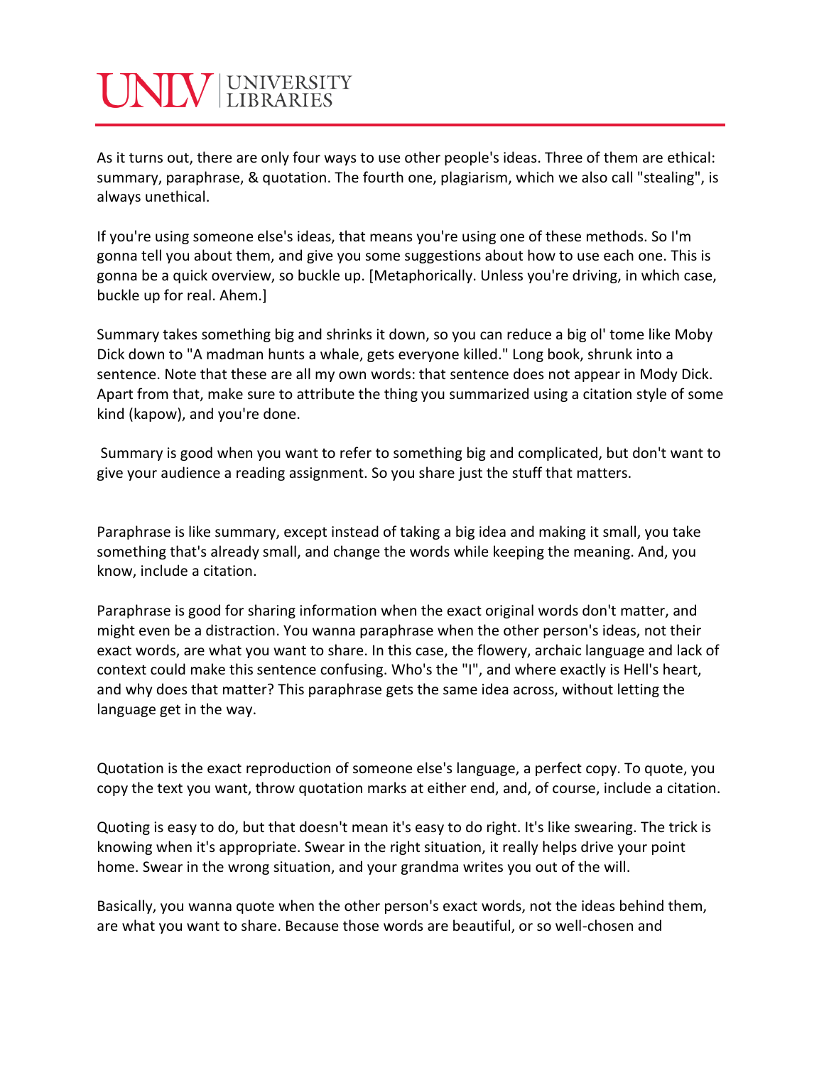As it turns out, there are only four ways to use other people's ideas. Three of them are ethical: summary, paraphrase, & quotation. The fourth one, plagiarism, which we also call "stealing", is always unethical.

If you're using someone else's ideas, that means you're using one of these methods. So I'm gonna tell you about them, and give you some suggestions about how to use each one. This is gonna be a quick overview, so buckle up. [Metaphorically. Unless you're driving, in which case, buckle up for real. Ahem.]

Summary takes something big and shrinks it down, so you can reduce a big ol' tome like Moby Dick down to "A madman hunts a whale, gets everyone killed." Long book, shrunk into a sentence. Note that these are all my own words: that sentence does not appear in Mody Dick. Apart from that, make sure to attribute the thing you summarized using a citation style of some kind (kapow), and you're done.

Summary is good when you want to refer to something big and complicated, but don't want to give your audience a reading assignment. So you share just the stuff that matters.

Paraphrase is like summary, except instead of taking a big idea and making it small, you take something that's already small, and change the words while keeping the meaning. And, you know, include a citation.

Paraphrase is good for sharing information when the exact original words don't matter, and might even be a distraction. You wanna paraphrase when the other person's ideas, not their exact words, are what you want to share. In this case, the flowery, archaic language and lack of context could make this sentence confusing. Who's the "I", and where exactly is Hell's heart, and why does that matter? This paraphrase gets the same idea across, without letting the language get in the way.

Quotation is the exact reproduction of someone else's language, a perfect copy. To quote, you copy the text you want, throw quotation marks at either end, and, of course, include a citation.

Quoting is easy to do, but that doesn't mean it's easy to do right. It's like swearing. The trick is knowing when it's appropriate. Swear in the right situation, it really helps drive your point home. Swear in the wrong situation, and your grandma writes you out of the will.

Basically, you wanna quote when the other person's exact words, not the ideas behind them, are what you want to share. Because those words are beautiful, or so well-chosen and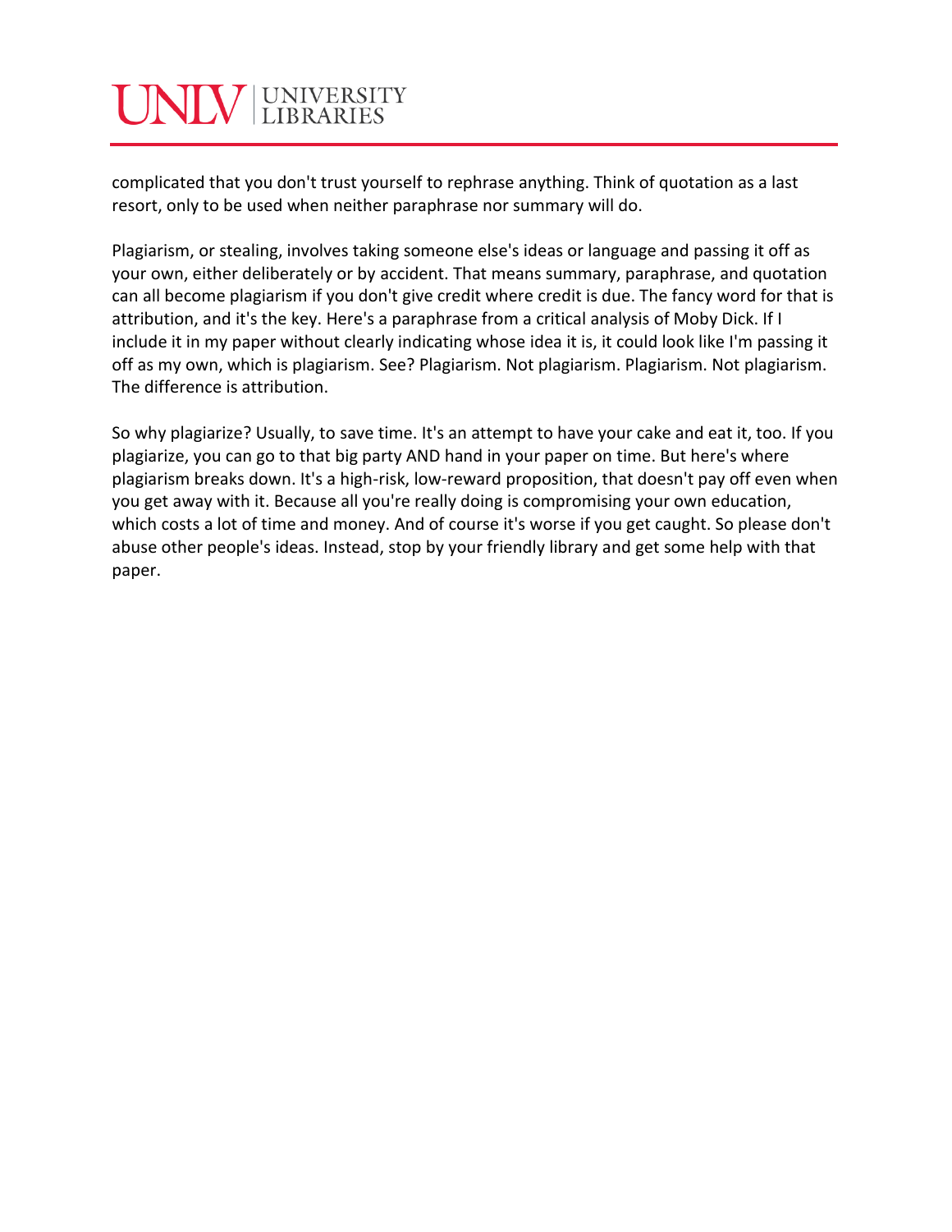complicated that you don't trust yourself to rephrase anything. Think of quotation as a last resort, only to be used when neither paraphrase nor summary will do.

Plagiarism, or stealing, involves taking someone else's ideas or language and passing it off as your own, either deliberately or by accident. That means summary, paraphrase, and quotation can all become plagiarism if you don't give credit where credit is due. The fancy word for that is attribution, and it's the key. Here's a paraphrase from a critical analysis of Moby Dick. If I include it in my paper without clearly indicating whose idea it is, it could look like I'm passing it off as my own, which is plagiarism. See? Plagiarism. Not plagiarism. Plagiarism. Not plagiarism. The difference is attribution.

So why plagiarize? Usually, to save time. It's an attempt to have your cake and eat it, too. If you plagiarize, you can go to that big party AND hand in your paper on time. But here's where plagiarism breaks down. It's a high-risk, low-reward proposition, that doesn't pay off even when you get away with it. Because all you're really doing is compromising your own education, which costs a lot of time and money. And of course it's worse if you get caught. So please don't abuse other people's ideas. Instead, stop by your friendly library and get some help with that paper.